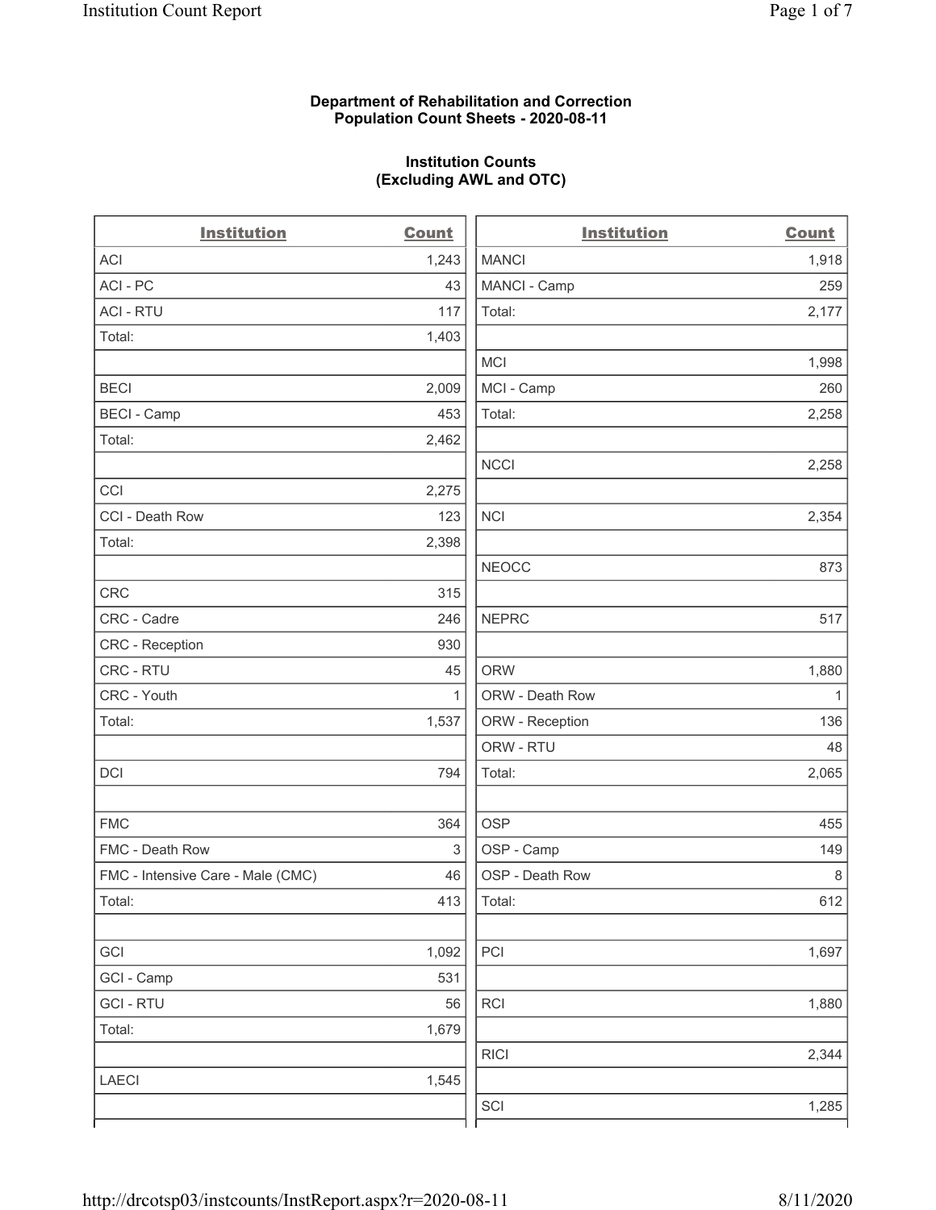**Department of Rehabilitation and Correction**
**Population Count Sheets - 2020-08-11**

**Institution Counts**
**(Excluding AWL and OTC)**

| Institution | Count |
|---|---|
| ACI | 1,243 |
| ACI - PC | 43 |
| ACI - RTU | 117 |
| Total: | 1,403 |
| | |
| BECI | 2,009 |
| BECI - Camp | 453 |
| Total: | 2,462 |
| | |
| CCI | 2,275 |
| CCI - Death Row | 123 |
| Total: | 2,398 |
| | |
| CRC | 315 |
| CRC - Cadre | 246 |
| CRC - Reception | 930 |
| CRC - RTU | 45 |
| CRC - Youth | 1 |
| Total: | 1,537 |
| | |
| DCI | 794 |
| | |
| FMC | 364 |
| FMC - Death Row | 3 |
| FMC - Intensive Care - Male (CMC) | 46 |
| Total: | 413 |
| | |
| GCI | 1,092 |
| GCI - Camp | 531 |
| GCI - RTU | 56 |
| Total: | 1,679 |
| | |
| LAECI | 1,545 |
| | |

| Institution | Count |
|---|---|
| MANCI | 1,918 |
| MANCI - Camp | 259 |
| Total: | 2,177 |
| | |
| MCI | 1,998 |
| MCI - Camp | 260 |
| Total: | 2,258 |
| | |
| NCCI | 2,258 |
| | |
| NCI | 2,354 |
| | |
| NEOCC | 873 |
| | |
| NEPRC | 517 |
| | |
| ORW | 1,880 |
| ORW - Death Row | 1 |
| ORW - Reception | 136 |
| ORW - RTU | 48 |
| Total: | 2,065 |
| | |
| OSP | 455 |
| OSP - Camp | 149 |
| OSP - Death Row | 8 |
| Total: | 612 |
| | |
| PCI | 1,697 |
| | |
| RCI | 1,880 |
| | |
| RICI | 2,344 |
| | |
| SCI | 1,285 |
| | |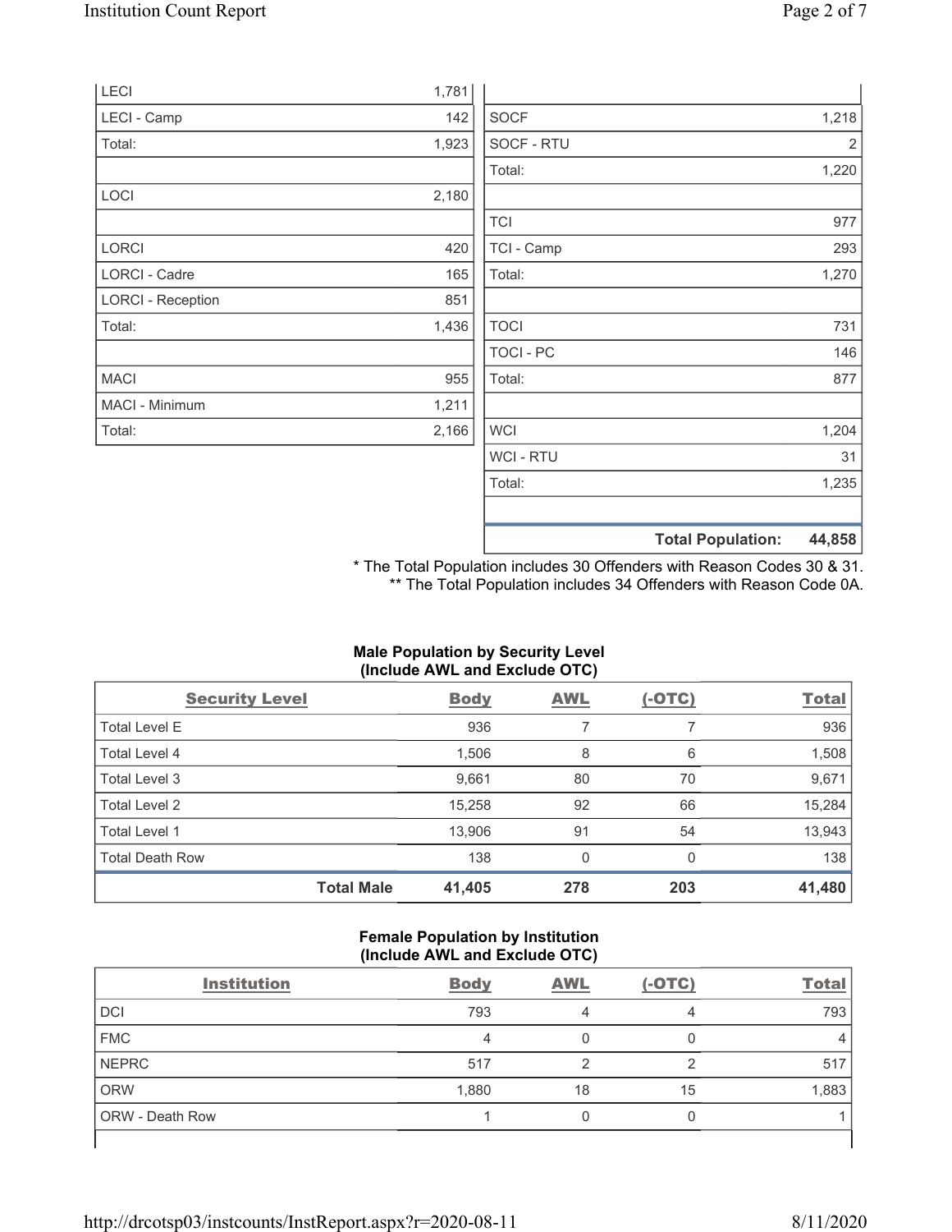| | |
|---|---|
| LECI | 1,781 |
| LECI - Camp | 142 |
| Total: | 1,923 |
| | |
| LOCI | 2,180 |
| | |
| LORCI | 420 |
| LORCI - Cadre | 165 |
| LORCI - Reception | 851 |
| Total: | 1,436 |
| | |
| MACI | 955 |
| MACI - Minimum | 1,211 |
| Total: | 2,166 |

| | |
|---|---|
| | |
| SOCF | 1,218 |
| SOCF - RTU | 2 |
| Total: | 1,220 |
| | |
| TCI | 977 |
| TCI - Camp | 293 |
| Total: | 1,270 |
| | |
| TOCI | 731 |
| TOCI - PC | 146 |
| Total: | 877 |
| | |
| WCI | 1,204 |
| WCI - RTU | 31 |
| Total: | 1,235 |
| | |
| **Total Population:** | **44,858** |

\* The Total Population includes 30 Offenders with Reason Codes 30 & 31.
\** The Total Population includes 34 Offenders with Reason Code 0A.

**Male Population by Security Level (Include AWL and Exclude OTC)**

| Security Level | Body | AWL | (-OTC) | Total |
|---|---|---|---|---|
| Total Level E | 936 | 7 | 7 | 936 |
| Total Level 4 | 1,506 | 8 | 6 | 1,508 |
| Total Level 3 | 9,661 | 80 | 70 | 9,671 |
| Total Level 2 | 15,258 | 92 | 66 | 15,284 |
| Total Level 1 | 13,906 | 91 | 54 | 13,943 |
| Total Death Row | 138 | 0 | 0 | 138 |
| **Total Male** | **41,405** | **278** | **203** | **41,480** |

**Female Population by Institution (Include AWL and Exclude OTC)**

| Institution | Body | AWL | (-OTC) | Total |
|---|---|---|---|---|
| DCI | 793 | 4 | 4 | 793 |
| FMC | 4 | 0 | 0 | 4 |
| NEPRC | 517 | 2 | 2 | 517 |
| ORW | 1,880 | 18 | 15 | 1,883 |
| ORW - Death Row | 1 | 0 | 0 | 1 |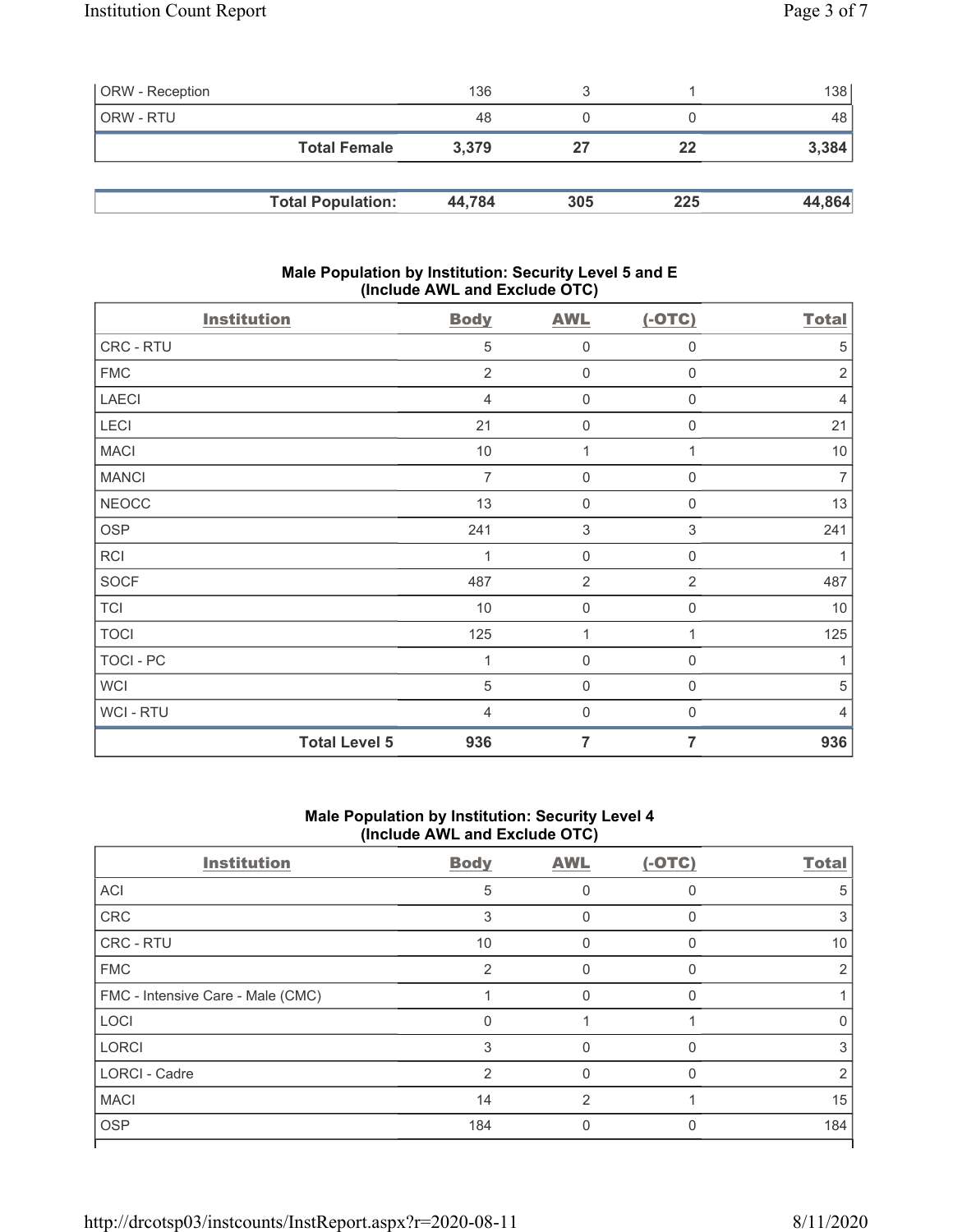| | | | | |
|---|---|---|---|---|
| ORW - Reception | 136 | 3 | 1 | 138 |
| ORW - RTU | 48 | 0 | 0 | 48 |
| **Total Female** | **3,379** | **27** | **22** | **3,384** |

| | | | | |
|---|---|---|---|---|
| **Total Population:** | **44,784** | **305** | **225** | **44,864** |

## Male Population by Institution: Security Level 5 and E (Include AWL and Exclude OTC)

| Institution | Body | AWL | (-OTC) | Total |
|---|---|---|---|---|
| CRC - RTU | 5 | 0 | 0 | 5 |
| FMC | 2 | 0 | 0 | 2 |
| LAECI | 4 | 0 | 0 | 4 |
| LECI | 21 | 0 | 0 | 21 |
| MACI | 10 | 1 | 1 | 10 |
| MANCI | 7 | 0 | 0 | 7 |
| NEOCC | 13 | 0 | 0 | 13 |
| OSP | 241 | 3 | 3 | 241 |
| RCI | 1 | 0 | 0 | 1 |
| SOCF | 487 | 2 | 2 | 487 |
| TCI | 10 | 0 | 0 | 10 |
| TOCI | 125 | 1 | 1 | 125 |
| TOCI - PC | 1 | 0 | 0 | 1 |
| WCI | 5 | 0 | 0 | 5 |
| WCI - RTU | 4 | 0 | 0 | 4 |
| **Total Level 5** | **936** | **7** | **7** | **936** |

## Male Population by Institution: Security Level 4 (Include AWL and Exclude OTC)

| Institution | Body | AWL | (-OTC) | Total |
|---|---|---|---|---|
| ACI | 5 | 0 | 0 | 5 |
| CRC | 3 | 0 | 0 | 3 |
| CRC - RTU | 10 | 0 | 0 | 10 |
| FMC | 2 | 0 | 0 | 2 |
| FMC - Intensive Care - Male (CMC) | 1 | 0 | 0 | 1 |
| LOCI | 0 | 1 | 1 | 0 |
| LORCI | 3 | 0 | 0 | 3 |
| LORCI - Cadre | 2 | 0 | 0 | 2 |
| MACI | 14 | 2 | 1 | 15 |
| OSP | 184 | 0 | 0 | 184 |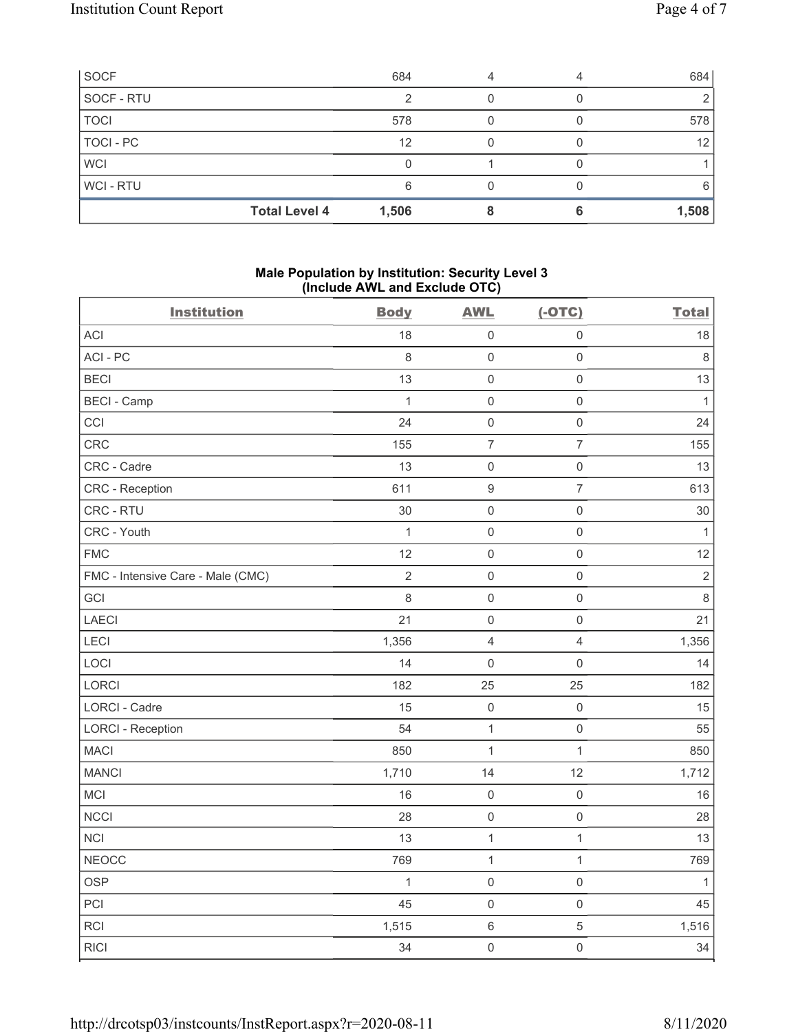| SOCF | 684 | 4 | 4 | 684 |
|---|---|---|---|---|
| SOCF - RTU | 2 | 0 | 0 | 2 |
| TOCI | 578 | 0 | 0 | 578 |
| TOCI - PC | 12 | 0 | 0 | 12 |
| WCI | 0 | 1 | 0 | 1 |
| WCI - RTU | 6 | 0 | 0 | 6 |
| **Total Level 4** | **1,506** | **8** | **6** | **1,508** |

**Male Population by Institution: Security Level 3 (Include AWL and Exclude OTC)**

| Institution | Body | AWL | (-OTC) | Total |
|---|---|---|---|---|
| ACI | 18 | 0 | 0 | 18 |
| ACI - PC | 8 | 0 | 0 | 8 |
| BECI | 13 | 0 | 0 | 13 |
| BECI - Camp | 1 | 0 | 0 | 1 |
| CCI | 24 | 0 | 0 | 24 |
| CRC | 155 | 7 | 7 | 155 |
| CRC - Cadre | 13 | 0 | 0 | 13 |
| CRC - Reception | 611 | 9 | 7 | 613 |
| CRC - RTU | 30 | 0 | 0 | 30 |
| CRC - Youth | 1 | 0 | 0 | 1 |
| FMC | 12 | 0 | 0 | 12 |
| FMC - Intensive Care - Male (CMC) | 2 | 0 | 0 | 2 |
| GCI | 8 | 0 | 0 | 8 |
| LAECI | 21 | 0 | 0 | 21 |
| LECI | 1,356 | 4 | 4 | 1,356 |
| LOCI | 14 | 0 | 0 | 14 |
| LORCI | 182 | 25 | 25 | 182 |
| LORCI - Cadre | 15 | 0 | 0 | 15 |
| LORCI - Reception | 54 | 1 | 0 | 55 |
| MACI | 850 | 1 | 1 | 850 |
| MANCI | 1,710 | 14 | 12 | 1,712 |
| MCI | 16 | 0 | 0 | 16 |
| NCCI | 28 | 0 | 0 | 28 |
| NCI | 13 | 1 | 1 | 13 |
| NEOCC | 769 | 1 | 1 | 769 |
| OSP | 1 | 0 | 0 | 1 |
| PCI | 45 | 0 | 0 | 45 |
| RCI | 1,515 | 6 | 5 | 1,516 |
| RICI | 34 | 0 | 0 | 34 |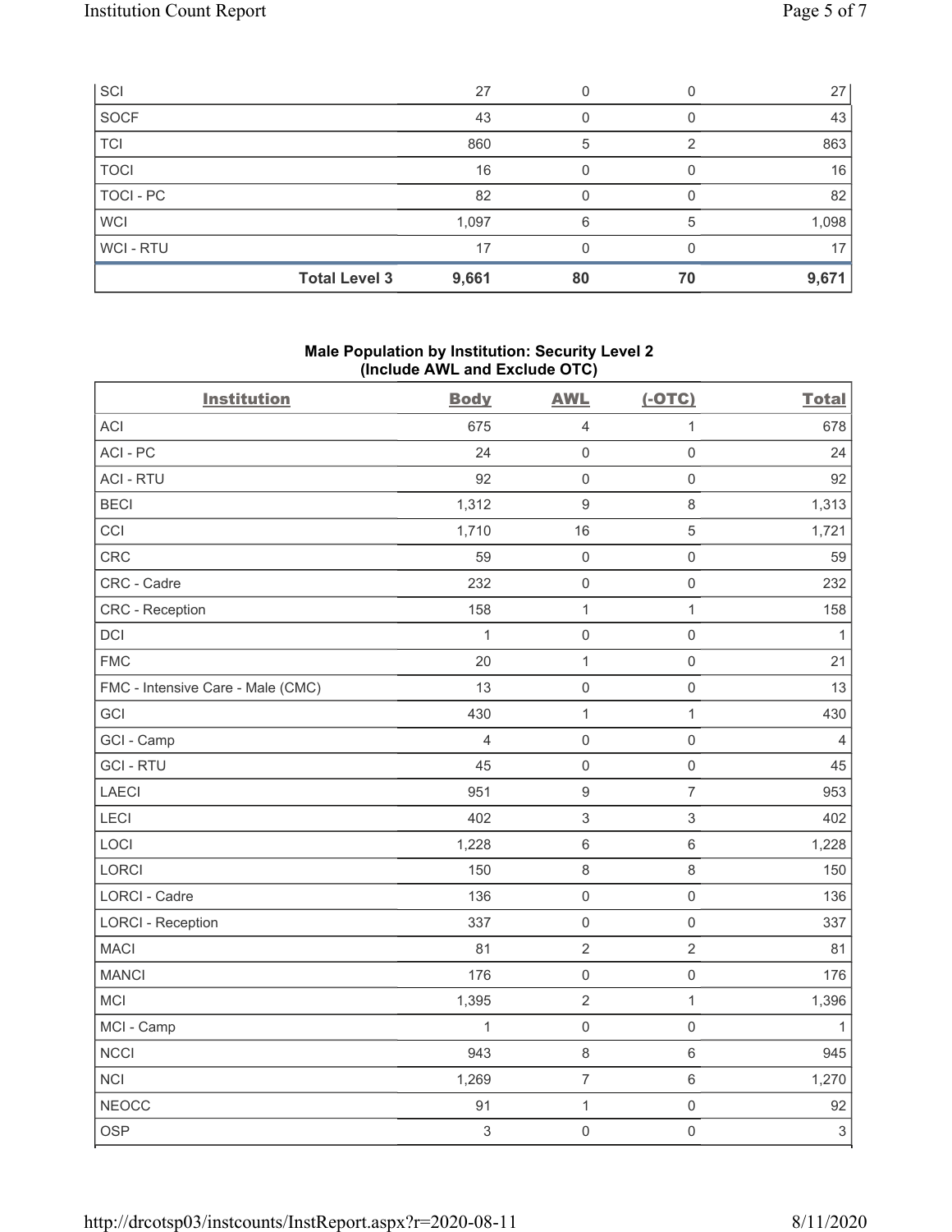| SCI | | 27 | 0 | 0 | 27 |
|---|---|---|---|---|---|
| SOCF | | 43 | 0 | 0 | 43 |
| TCI | | 860 | 5 | 2 | 863 |
| TOCI | | 16 | 0 | 0 | 16 |
| TOCI - PC | | 82 | 0 | 0 | 82 |
| WCI | | 1,097 | 6 | 5 | 1,098 |
| WCI - RTU | | 17 | 0 | 0 | 17 |
| | **Total Level 3** | **9,661** | **80** | **70** | **9,671** |

**Male Population by Institution: Security Level 2**
**(Include AWL and Exclude OTC)**

| Institution | Body | AWL | (-OTC) | Total |
|---|---|---|---|---|
| ACI | 675 | 4 | 1 | 678 |
| ACI - PC | 24 | 0 | 0 | 24 |
| ACI - RTU | 92 | 0 | 0 | 92 |
| BECI | 1,312 | 9 | 8 | 1,313 |
| CCI | 1,710 | 16 | 5 | 1,721 |
| CRC | 59 | 0 | 0 | 59 |
| CRC - Cadre | 232 | 0 | 0 | 232 |
| CRC - Reception | 158 | 1 | 1 | 158 |
| DCI | 1 | 0 | 0 | 1 |
| FMC | 20 | 1 | 0 | 21 |
| FMC - Intensive Care - Male (CMC) | 13 | 0 | 0 | 13 |
| GCI | 430 | 1 | 1 | 430 |
| GCI - Camp | 4 | 0 | 0 | 4 |
| GCI - RTU | 45 | 0 | 0 | 45 |
| LAECI | 951 | 9 | 7 | 953 |
| LECI | 402 | 3 | 3 | 402 |
| LOCI | 1,228 | 6 | 6 | 1,228 |
| LORCI | 150 | 8 | 8 | 150 |
| LORCI - Cadre | 136 | 0 | 0 | 136 |
| LORCI - Reception | 337 | 0 | 0 | 337 |
| MACI | 81 | 2 | 2 | 81 |
| MANCI | 176 | 0 | 0 | 176 |
| MCI | 1,395 | 2 | 1 | 1,396 |
| MCI - Camp | 1 | 0 | 0 | 1 |
| NCCI | 943 | 8 | 6 | 945 |
| NCI | 1,269 | 7 | 6 | 1,270 |
| NEOCC | 91 | 1 | 0 | 92 |
| OSP | 3 | 0 | 0 | 3 |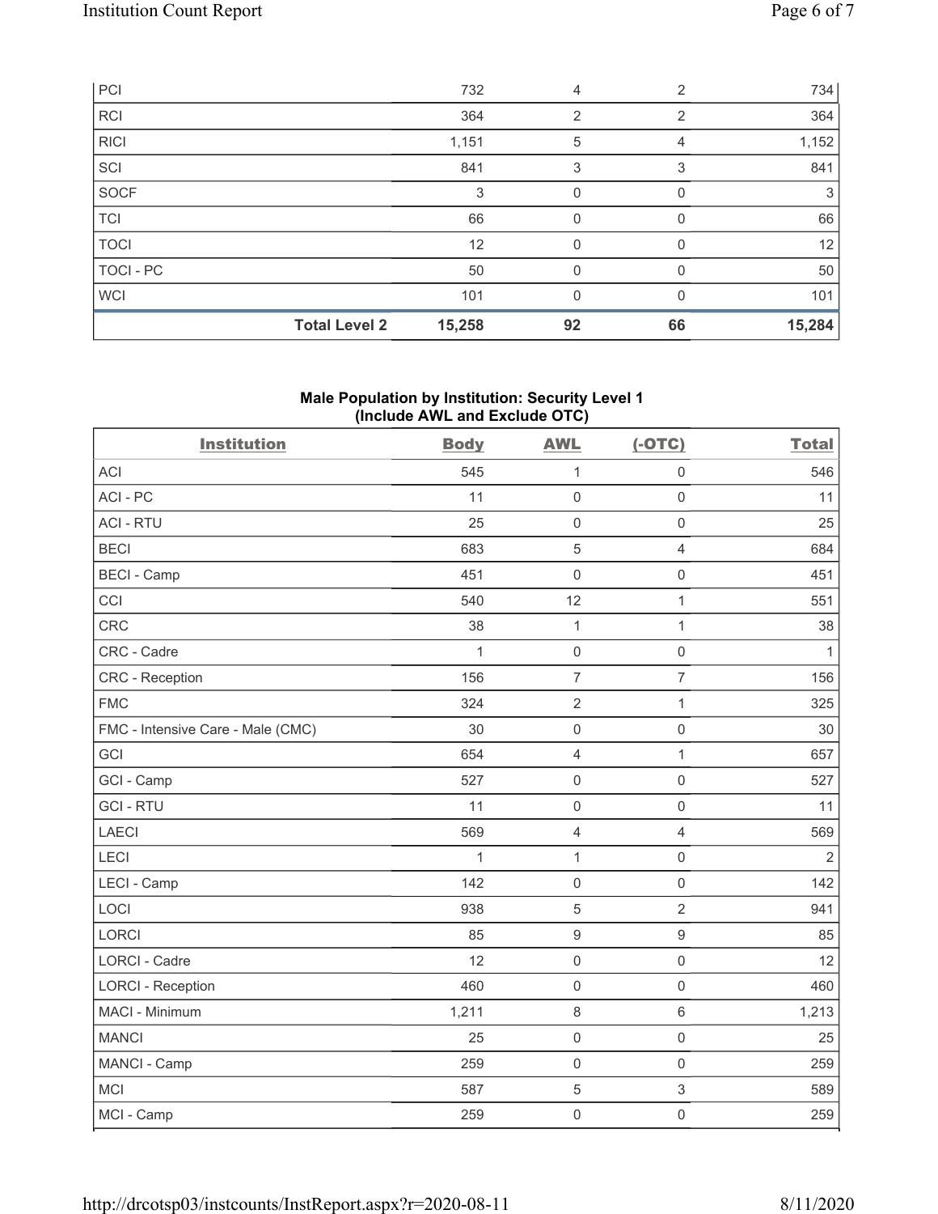| PCI | 732 | 4 | 2 | 734 |
|---|---|---|---|---|
| RCI | 364 | 2 | 2 | 364 |
| RICI | 1,151 | 5 | 4 | 1,152 |
| SCI | 841 | 3 | 3 | 841 |
| SOCF | 3 | 0 | 0 | 3 |
| TCI | 66 | 0 | 0 | 66 |
| TOCI | 12 | 0 | 0 | 12 |
| TOCI - PC | 50 | 0 | 0 | 50 |
| WCI | 101 | 0 | 0 | 101 |
| **Total Level 2** | **15,258** | **92** | **66** | **15,284** |

## Male Population by Institution: Security Level 1 (Include AWL and Exclude OTC)

| Institution | Body | AWL | (-OTC) | Total |
|---|---|---|---|---|
| ACI | 545 | 1 | 0 | 546 |
| ACI - PC | 11 | 0 | 0 | 11 |
| ACI - RTU | 25 | 0 | 0 | 25 |
| BECI | 683 | 5 | 4 | 684 |
| BECI - Camp | 451 | 0 | 0 | 451 |
| CCI | 540 | 12 | 1 | 551 |
| CRC | 38 | 1 | 1 | 38 |
| CRC - Cadre | 1 | 0 | 0 | 1 |
| CRC - Reception | 156 | 7 | 7 | 156 |
| FMC | 324 | 2 | 1 | 325 |
| FMC - Intensive Care - Male (CMC) | 30 | 0 | 0 | 30 |
| GCI | 654 | 4 | 1 | 657 |
| GCI - Camp | 527 | 0 | 0 | 527 |
| GCI - RTU | 11 | 0 | 0 | 11 |
| LAECI | 569 | 4 | 4 | 569 |
| LECI | 1 | 1 | 0 | 2 |
| LECI - Camp | 142 | 0 | 0 | 142 |
| LOCI | 938 | 5 | 2 | 941 |
| LORCI | 85 | 9 | 9 | 85 |
| LORCI - Cadre | 12 | 0 | 0 | 12 |
| LORCI - Reception | 460 | 0 | 0 | 460 |
| MACI - Minimum | 1,211 | 8 | 6 | 1,213 |
| MANCI | 25 | 0 | 0 | 25 |
| MANCI - Camp | 259 | 0 | 0 | 259 |
| MCI | 587 | 5 | 3 | 589 |
| MCI - Camp | 259 | 0 | 0 | 259 |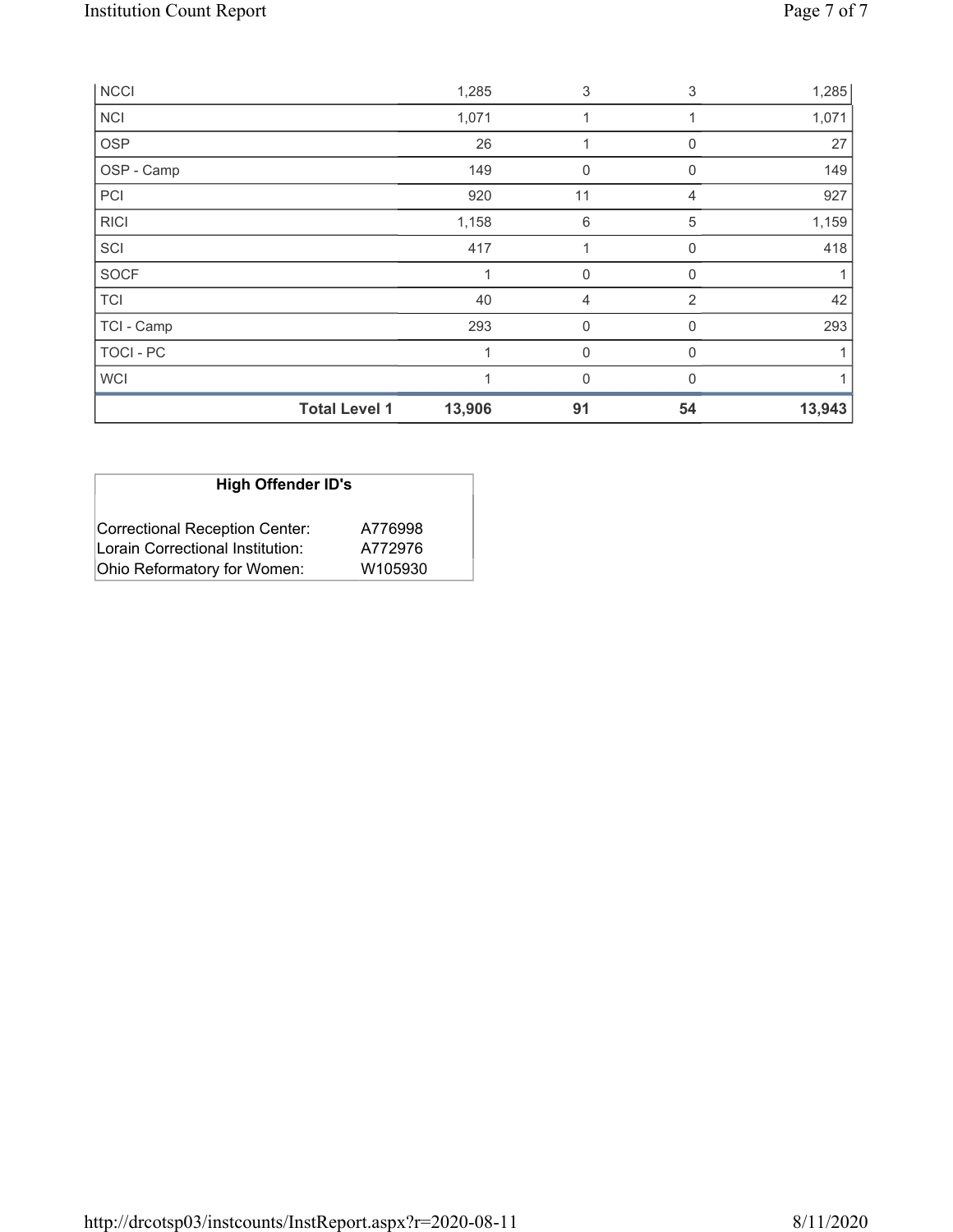| | | | | |
|---|---|---|---|---|
| NCCI | 1,285 | 3 | 3 | 1,285 |
| NCI | 1,071 | 1 | 1 | 1,071 |
| OSP | 26 | 1 | 0 | 27 |
| OSP - Camp | 149 | 0 | 0 | 149 |
| PCI | 920 | 11 | 4 | 927 |
| RICI | 1,158 | 6 | 5 | 1,159 |
| SCI | 417 | 1 | 0 | 418 |
| SOCF | 1 | 0 | 0 | 1 |
| TCI | 40 | 4 | 2 | 42 |
| TCI - Camp | 293 | 0 | 0 | 293 |
| TOCI - PC | 1 | 0 | 0 | 1 |
| WCI | 1 | 0 | 0 | 1 |
| **Total Level 1** | **13,906** | **91** | **54** | **13,943** |

| High Offender ID's | |
|---|---|
| Correctional Reception Center: | A776998 |
| Lorain Correctional Institution: | A772976 |
| Ohio Reformatory for Women: | W105930 |